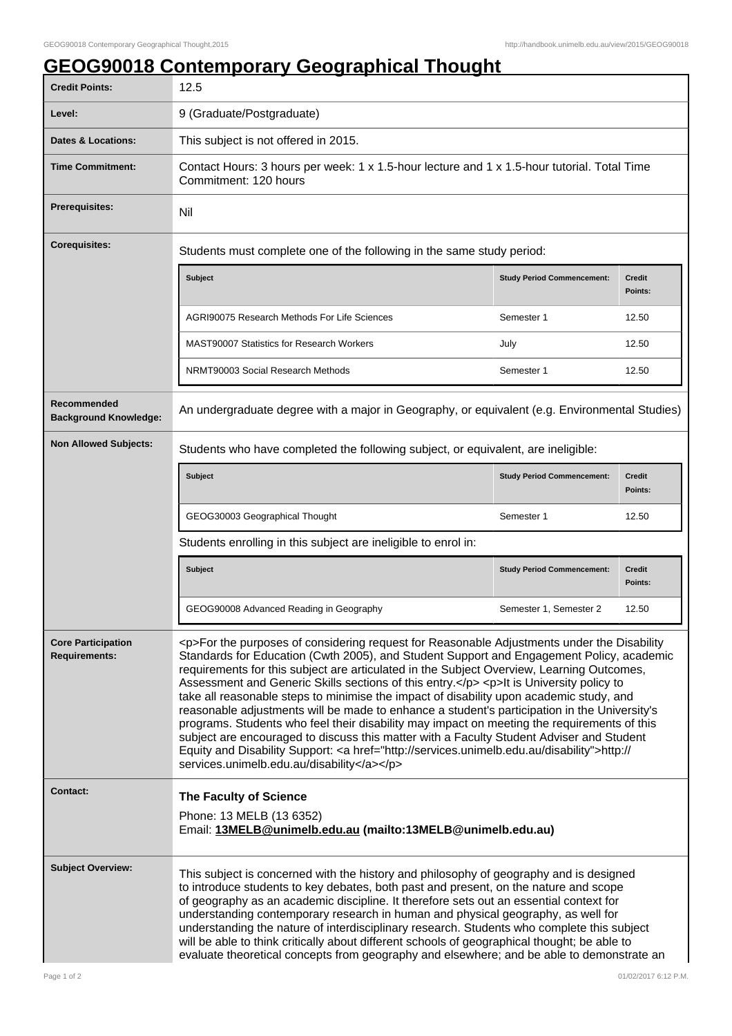# GEOG90018 Contemporary Geographical Thought

| | |
|---|---|
| **Credit Points:** | 12.5 |
| **Level:** | 9 (Graduate/Postgraduate) |
| **Dates & Locations:** | This subject is not offered in 2015. |
| **Time Commitment:** | Contact Hours: 3 hours per week: 1 x 1.5-hour lecture and 1 x 1.5-hour tutorial. Total Time Commitment: 120 hours |
| **Prerequisites:** | Nil |
| **Corequisites:** | Students must complete one of the following in the same study period: |

| Subject | Study Period Commencement: | Credit Points: |
|---|---|---|
| AGRI90075 Research Methods For Life Sciences | Semester 1 | 12.50 |
| MAST90007 Statistics for Research Workers | July | 12.50 |
| NRMT90003 Social Research Methods | Semester 1 | 12.50 |

| | |
|---|---|
| **Recommended Background Knowledge:** | An undergraduate degree with a major in Geography, or equivalent (e.g. Environmental Studies) |
| **Non Allowed Subjects:** | Students who have completed the following subject, or equivalent, are ineligible: |

| Subject | Study Period Commencement: | Credit Points: |
|---|---|---|
| GEOG30003 Geographical Thought | Semester 1 | 12.50 |

Students enrolling in this subject are ineligible to enrol in:

| Subject | Study Period Commencement: | Credit Points: |
|---|---|---|
| GEOG90008 Advanced Reading in Geography | Semester 1, Semester 2 | 12.50 |

| | |
|---|---|
| **Core Participation Requirements:** | <p>For the purposes of considering request for Reasonable Adjustments under the Disability Standards for Education (Cwth 2005), and Student Support and Engagement Policy, academic requirements for this subject are articulated in the Subject Overview, Learning Outcomes, Assessment and Generic Skills sections of this entry.</p> <p>It is University policy to take all reasonable steps to minimise the impact of disability upon academic study, and reasonable adjustments will be made to enhance a student's participation in the University's programs. Students who feel their disability may impact on meeting the requirements of this subject are encouraged to discuss this matter with a Faculty Student Adviser and Student Equity and Disability Support: <a href="http://services.unimelb.edu.au/disability">http://services.unimelb.edu.au/disability</a></p> |
| **Contact:** | **The Faculty of Science**<br>Phone: 13 MELB (13 6352)<br>Email: **13MELB@unimelb.edu.au (mailto:13MELB@unimelb.edu.au)** |
| **Subject Overview:** | This subject is concerned with the history and philosophy of geography and is designed to introduce students to key debates, both past and present, on the nature and scope of geography as an academic discipline. It therefore sets out an essential context for understanding contemporary research in human and physical geography, as well for understanding the nature of interdisciplinary research. Students who complete this subject will be able to think critically about different schools of geographical thought; be able to evaluate theoretical concepts from geography and elsewhere; and be able to demonstrate an |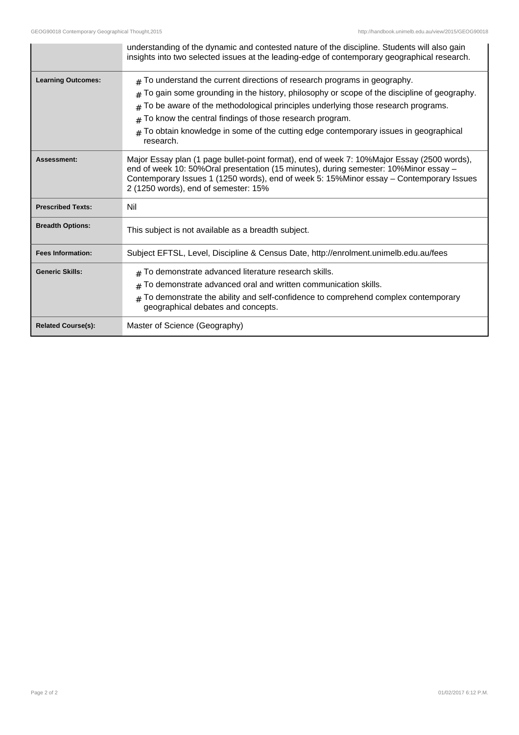| | |
|---|---|
| | understanding of the dynamic and contested nature of the discipline. Students will also gain insights into two selected issues at the leading-edge of contemporary geographical research. |
| **Learning Outcomes:** | # To understand the current directions of research programs in geography.<br># To gain some grounding in the history, philosophy or scope of the discipline of geography.<br># To be aware of the methodological principles underlying those research programs.<br># To know the central findings of those research program.<br># To obtain knowledge in some of the cutting edge contemporary issues in geographical research. |
| **Assessment:** | Major Essay plan (1 page bullet-point format), end of week 7: 10%Major Essay (2500 words), end of week 10: 50%Oral presentation (15 minutes), during semester: 10%Minor essay – Contemporary Issues 1 (1250 words), end of week 5: 15%Minor essay – Contemporary Issues 2 (1250 words), end of semester: 15% |
| **Prescribed Texts:** | Nil |
| **Breadth Options:** | This subject is not available as a breadth subject. |
| **Fees Information:** | Subject EFTSL, Level, Discipline & Census Date, http://enrolment.unimelb.edu.au/fees |
| **Generic Skills:** | # To demonstrate advanced literature research skills.<br># To demonstrate advanced oral and written communication skills.<br># To demonstrate the ability and self-confidence to comprehend complex contemporary geographical debates and concepts. |
| **Related Course(s):** | Master of Science (Geography) |